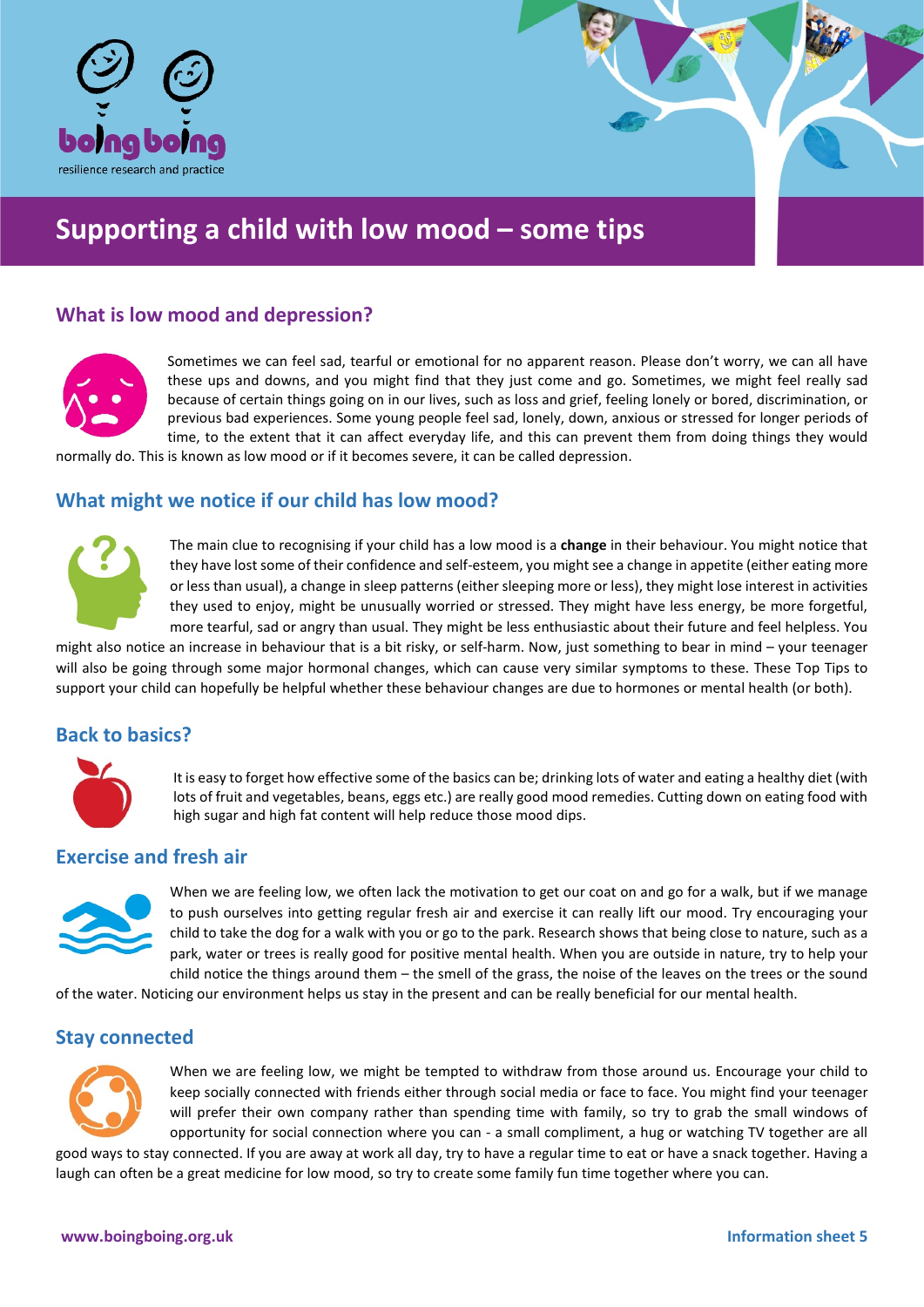boing boing
resilience research and practice

# Supporting a child with low mood – some tips

## What is low mood and depression?

Sometimes we can feel sad, tearful or emotional for no apparent reason. Please don't worry, we can all have these ups and downs, and you might find that they just come and go. Sometimes, we might feel really sad because of certain things going on in our lives, such as loss and grief, feeling lonely or bored, discrimination, or previous bad experiences. Some young people feel sad, lonely, down, anxious or stressed for longer periods of time, to the extent that it can affect everyday life, and this can prevent them from doing things they would normally do. This is known as low mood or if it becomes severe, it can be called depression.

## What might we notice if our child has low mood?

The main clue to recognising if your child has a low mood is a **change** in their behaviour. You might notice that they have lost some of their confidence and self-esteem, you might see a change in appetite (either eating more or less than usual), a change in sleep patterns (either sleeping more or less), they might lose interest in activities they used to enjoy, might be unusually worried or stressed. They might have less energy, be more forgetful, more tearful, sad or angry than usual. They might be less enthusiastic about their future and feel helpless. You might also notice an increase in behaviour that is a bit risky, or self-harm. Now, just something to bear in mind – your teenager will also be going through some major hormonal changes, which can cause very similar symptoms to these. These Top Tips to support your child can hopefully be helpful whether these behaviour changes are due to hormones or mental health (or both).

## Back to basics?

It is easy to forget how effective some of the basics can be; drinking lots of water and eating a healthy diet (with lots of fruit and vegetables, beans, eggs etc.) are really good mood remedies. Cutting down on eating food with high sugar and high fat content will help reduce those mood dips.

## Exercise and fresh air

When we are feeling low, we often lack the motivation to get our coat on and go for a walk, but if we manage to push ourselves into getting regular fresh air and exercise it can really lift our mood. Try encouraging your child to take the dog for a walk with you or go to the park. Research shows that being close to nature, such as a park, water or trees is really good for positive mental health. When you are outside in nature, try to help your child notice the things around them – the smell of the grass, the noise of the leaves on the trees or the sound of the water. Noticing our environment helps us stay in the present and can be really beneficial for our mental health.

## Stay connected

When we are feeling low, we might be tempted to withdraw from those around us. Encourage your child to keep socially connected with friends either through social media or face to face. You might find your teenager will prefer their own company rather than spending time with family, so try to grab the small windows of opportunity for social connection where you can - a small compliment, a hug or watching TV together are all good ways to stay connected. If you are away at work all day, try to have a regular time to eat or have a snack together. Having a laugh can often be a great medicine for low mood, so try to create some family fun time together where you can.

www.boingboing.org.uk

Information sheet 5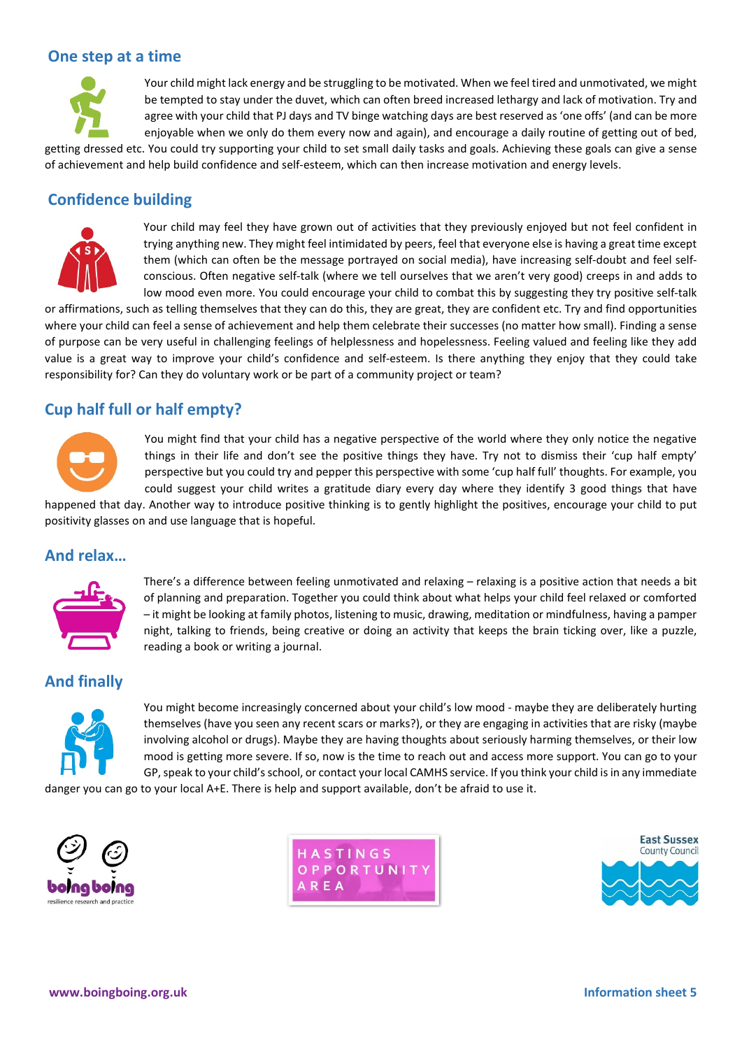## One step at a time

Your child might lack energy and be struggling to be motivated. When we feel tired and unmotivated, we might be tempted to stay under the duvet, which can often breed increased lethargy and lack of motivation. Try and agree with your child that PJ days and TV binge watching days are best reserved as 'one offs' (and can be more enjoyable when we only do them every now and again), and encourage a daily routine of getting out of bed, getting dressed etc. You could try supporting your child to set small daily tasks and goals. Achieving these goals can give a sense of achievement and help build confidence and self-esteem, which can then increase motivation and energy levels.

## Confidence building

Your child may feel they have grown out of activities that they previously enjoyed but not feel confident in trying anything new. They might feel intimidated by peers, feel that everyone else is having a great time except them (which can often be the message portrayed on social media), have increasing self-doubt and feel self-conscious. Often negative self-talk (where we tell ourselves that we aren't very good) creeps in and adds to low mood even more. You could encourage your child to combat this by suggesting they try positive self-talk or affirmations, such as telling themselves that they can do this, they are great, they are confident etc. Try and find opportunities where your child can feel a sense of achievement and help them celebrate their successes (no matter how small). Finding a sense of purpose can be very useful in challenging feelings of helplessness and hopelessness. Feeling valued and feeling like they add value is a great way to improve your child's confidence and self-esteem. Is there anything they enjoy that they could take responsibility for? Can they do voluntary work or be part of a community project or team?

## Cup half full or half empty?

You might find that your child has a negative perspective of the world where they only notice the negative things in their life and don't see the positive things they have. Try not to dismiss their 'cup half empty' perspective but you could try and pepper this perspective with some 'cup half full' thoughts. For example, you could suggest your child writes a gratitude diary every day where they identify 3 good things that have happened that day. Another way to introduce positive thinking is to gently highlight the positives, encourage your child to put positivity glasses on and use language that is hopeful.

## And relax…

There's a difference between feeling unmotivated and relaxing – relaxing is a positive action that needs a bit of planning and preparation. Together you could think about what helps your child feel relaxed or comforted – it might be looking at family photos, listening to music, drawing, meditation or mindfulness, having a pamper night, talking to friends, being creative or doing an activity that keeps the brain ticking over, like a puzzle, reading a book or writing a journal.

## And finally

You might become increasingly concerned about your child's low mood - maybe they are deliberately hurting themselves (have you seen any recent scars or marks?), or they are engaging in activities that are risky (maybe involving alcohol or drugs). Maybe they are having thoughts about seriously harming themselves, or their low mood is getting more severe. If so, now is the time to reach out and access more support. You can go to your GP, speak to your child's school, or contact your local CAMHS service. If you think your child is in any immediate danger you can go to your local A+E. There is help and support available, don't be afraid to use it.

boingboing resilience research and practice

HASTINGS OPPORTUNITY AREA

East Sussex County Council

www.boingboing.org.uk

Information sheet 5